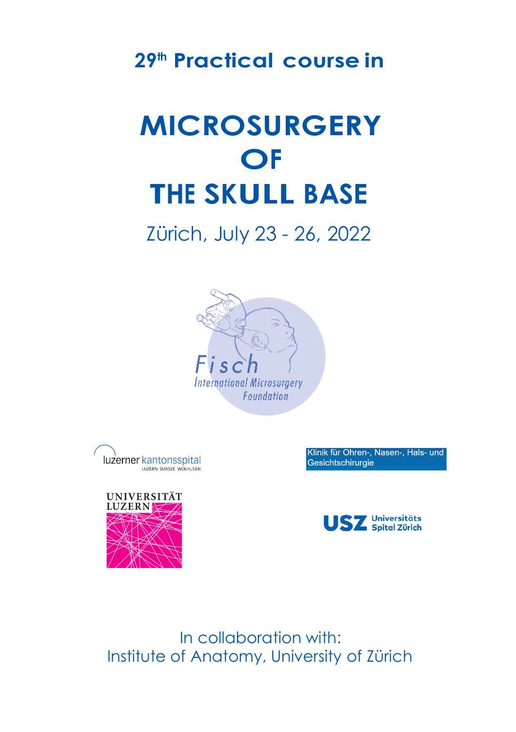**29th Practical course in**

# MICROSURGERY OF THE SKULL BASE

Zürich, July 23 - 26, 2022

Fisch
International Microsurgery Foundation

luzerner kantonsspital
LUZERN SURSEE WOLHUSEN

Klinik für Ohren-, Nasen-, Hals- und Gesichtschirurgie

UNIVERSITÄT LUZERN

USZ Universitäts Spital Zürich

In collaboration with:
Institute of Anatomy, University of Zürich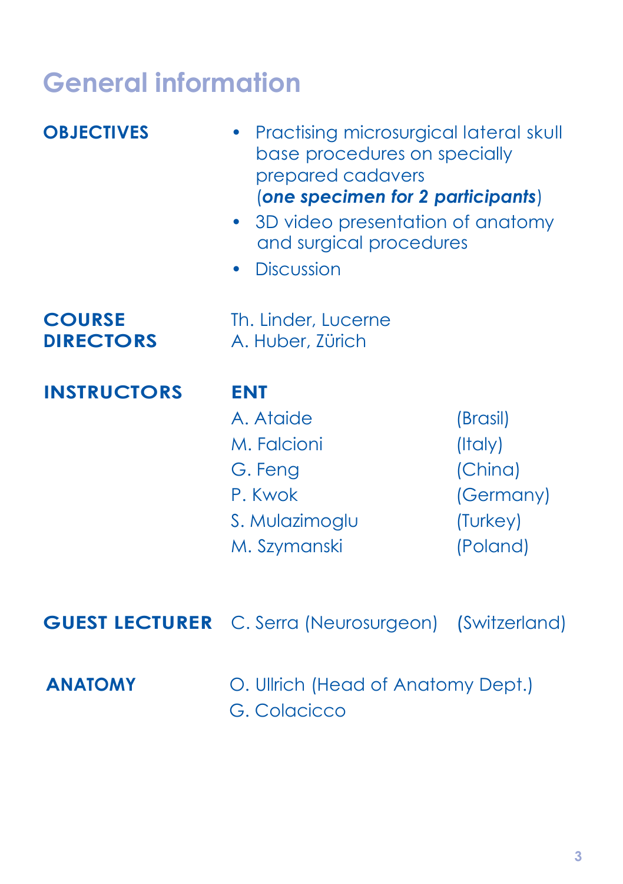# General information

**OBJECTIVES**

- Practising microsurgical lateral skull base procedures on specially prepared cadavers (***one specimen for 2 participants***)
- 3D video presentation of anatomy and surgical procedures
- Discussion

**COURSE DIRECTORS**

Th. Linder, Lucerne
A. Huber, Zürich

**INSTRUCTORS**

**ENT**

| | |
|---|---|
| A. Ataide | (Brasil) |
| M. Falcioni | (Italy) |
| G. Feng | (China) |
| P. Kwok | (Germany) |
| S. Mulazimoglu | (Turkey) |
| M. Szymanski | (Poland) |

**GUEST LECTURER**

C. Serra (Neurosurgeon) (Switzerland)

**ANATOMY**

O. Ullrich (Head of Anatomy Dept.)
G. Colacicco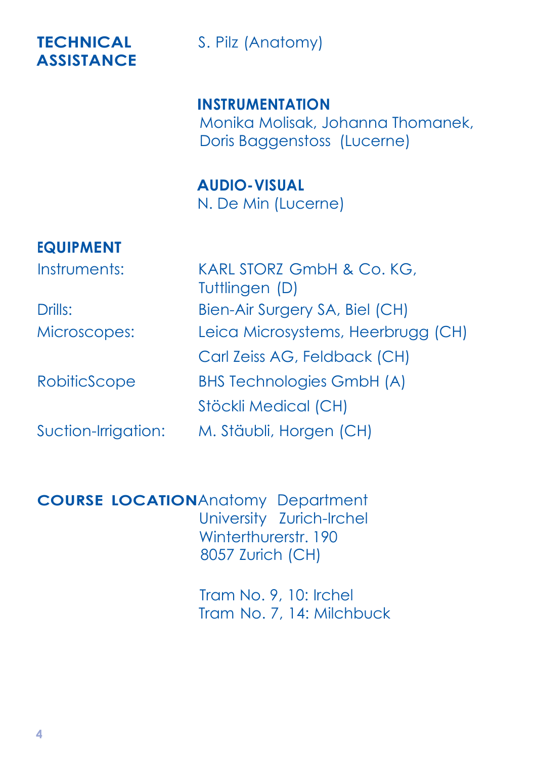## TECHNICAL ASSISTANCE

S. Pilz (Anatomy)

### INSTRUMENTATION

Monika Molisak, Johanna Thomanek, Doris Baggenstoss (Lucerne)

### AUDIO-VISUAL

N. De Min (Lucerne)

## EQUIPMENT

| | |
|---|---|
| Instruments: | KARL STORZ GmbH & Co. KG, Tuttlingen (D) |
| Drills: | Bien-Air Surgery SA, Biel (CH) |
| Microscopes: | Leica Microsystems, Heerbrugg (CH) |
| | Carl Zeiss AG, Feldback (CH) |
| RobiticScope | BHS Technologies GmbH (A) |
| | Stöckli Medical (CH) |
| Suction-Irrigation: | M. Stäubli, Horgen (CH) |

## COURSE LOCATION

Anatomy Department
University Zurich-Irchel
Winterthurerstr. 190
8057 Zurich (CH)

Tram No. 9, 10: Irchel
Tram No. 7, 14: Milchbuck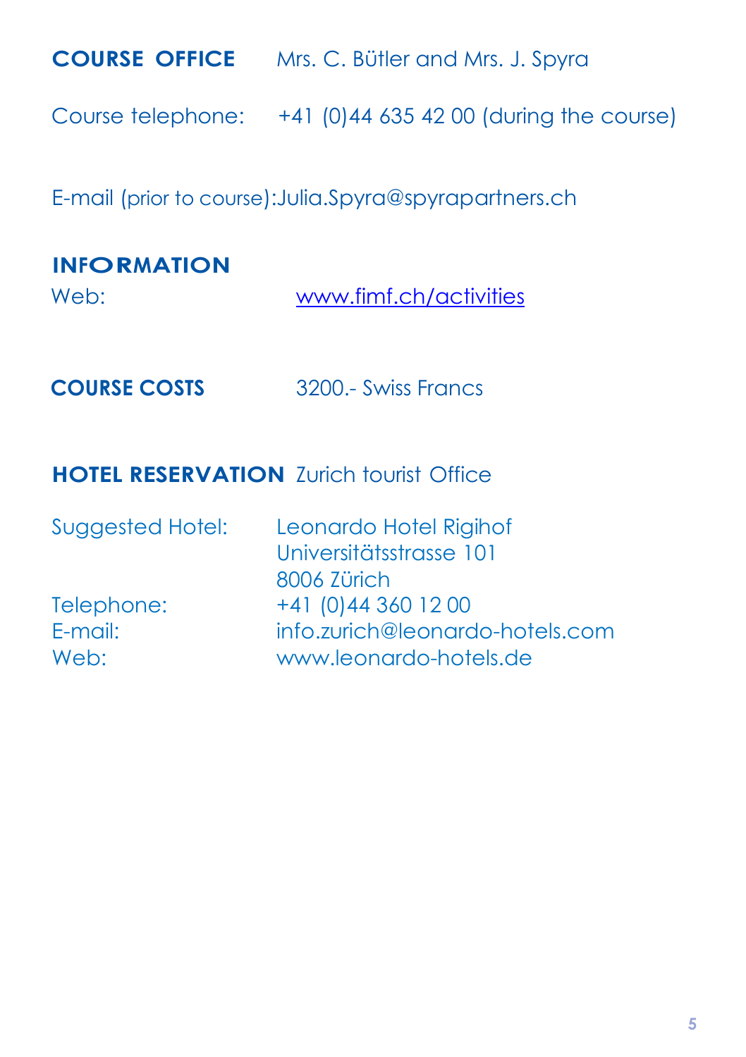**COURSE OFFICE** Mrs. C. Bütler and Mrs. J. Spyra

Course telephone: +41 (0)44 635 42 00 (during the course)

E-mail (prior to course):Julia.Spyra@spyrapartners.ch

**INFORMATION**

Web: [www.fimf.ch/activities](http://www.fimf.ch/activities)

**COURSE COSTS** 3200.- Swiss Francs

**HOTEL RESERVATION** Zurich tourist Office

Suggested Hotel: Leonardo Hotel Rigihof
Universitätsstrasse 101
8006 Zürich

Telephone: +41 (0)44 360 12 00
E-mail: info.zurich@leonardo-hotels.com
Web: www.leonardo-hotels.de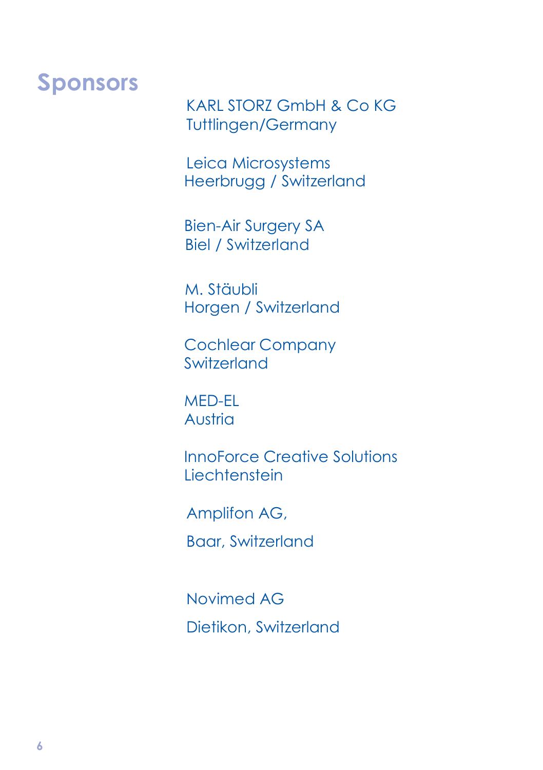# Sponsors

KARL STORZ GmbH & Co KG
Tuttlingen/Germany

Leica Microsystems
Heerbrugg / Switzerland

Bien-Air Surgery SA
Biel / Switzerland

M. Stäubli
Horgen / Switzerland

Cochlear Company
Switzerland

MED-EL
Austria

InnoForce Creative Solutions
Liechtenstein

Amplifon AG,

Baar, Switzerland

Novimed AG

Dietikon, Switzerland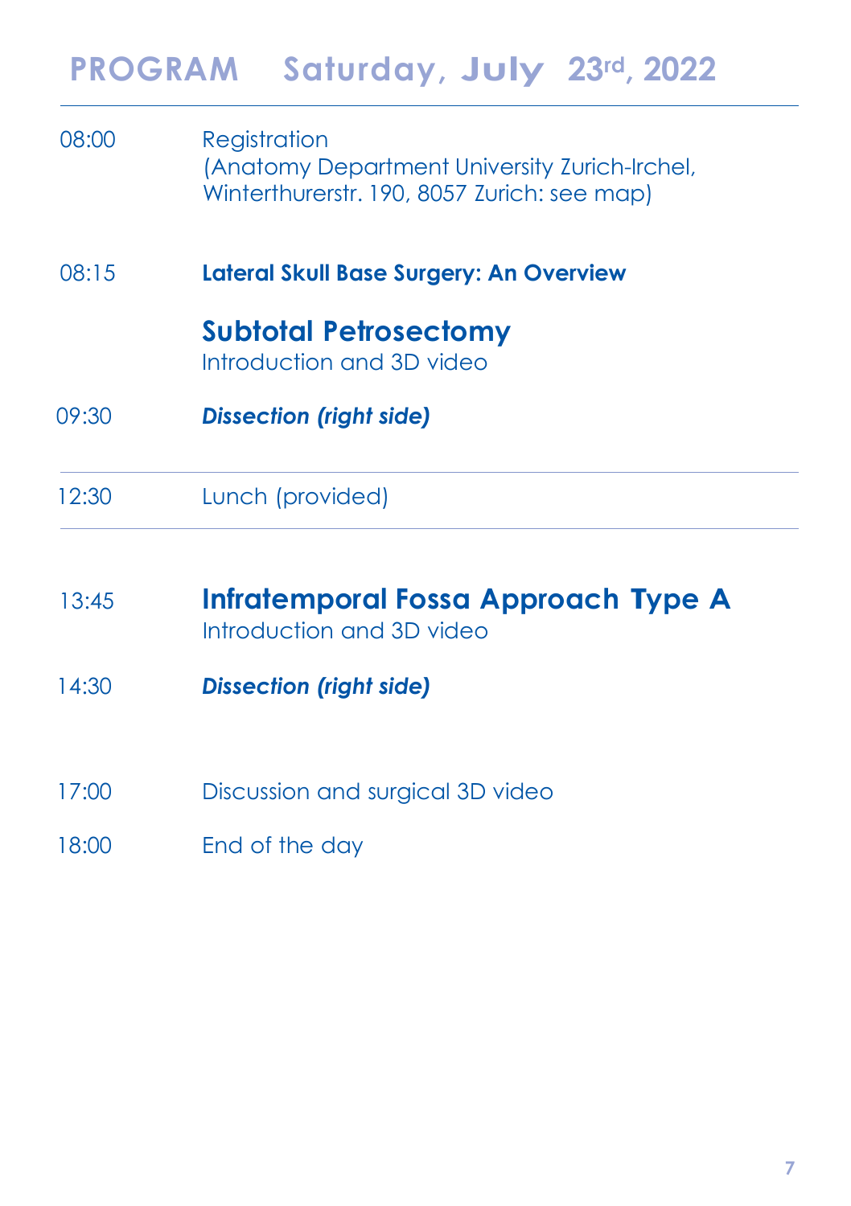# PROGRAM Saturday, July 23rd, 2022

| | |
|---|---|
| 08:00 | Registration<br>(Anatomy Department University Zurich-Irchel, Winterthurerstr. 190, 8057 Zurich: see map) |
| 08:15 | **Lateral Skull Base Surgery: An Overview** |
| | **Subtotal Petrosectomy**<br>Introduction and 3D video |
| 09:30 | ***Dissection (right side)*** |
| 12:30 | Lunch (provided) |
| 13:45 | **Infratemporal Fossa Approach Type A**<br>Introduction and 3D video |
| 14:30 | ***Dissection (right side)*** |
| 17:00 | Discussion and surgical 3D video |
| 18:00 | End of the day |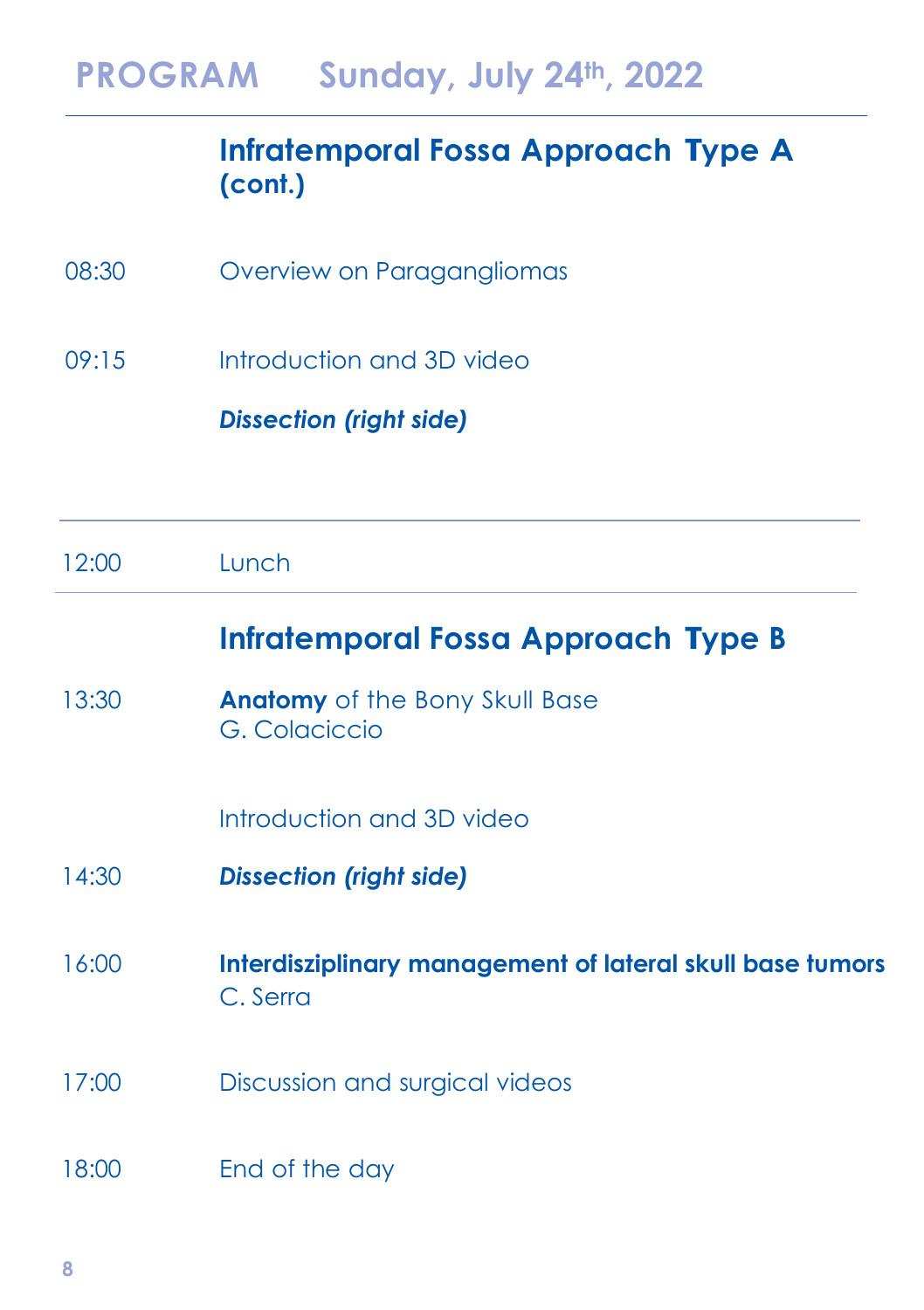# PROGRAM Sunday, July 24th, 2022

## Infratemporal Fossa Approach Type A (cont.)

08:30 Overview on Paragangliomas

09:15 Introduction and 3D video

***Dissection (right side)***

---

12:00 Lunch

---

## Infratemporal Fossa Approach Type B

13:30 **Anatomy** of the Bony Skull Base
G. Colaciccio

Introduction and 3D video

14:30 ***Dissection (right side)***

16:00 **Interdisziplinary management of lateral skull base tumors**
C. Serra

17:00 Discussion and surgical videos

18:00 End of the day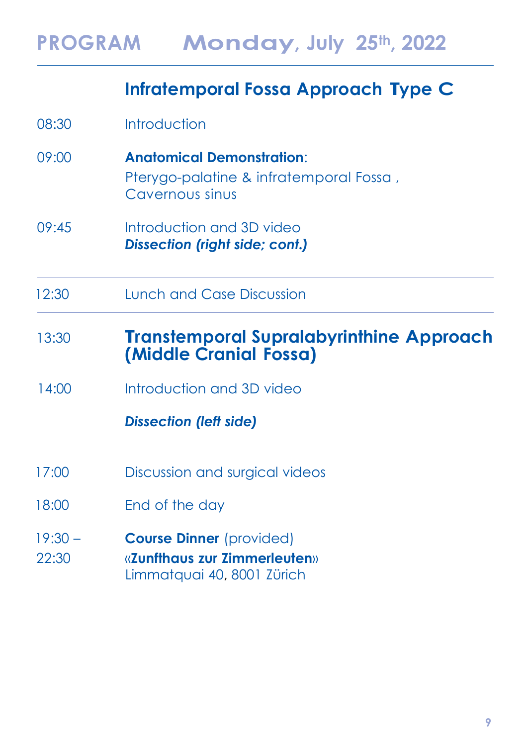# PROGRAM Monday, July 25th, 2022

## Infratemporal Fossa Approach Type C

| | |
|---|---|
| 08:30 | Introduction |
| 09:00 | **Anatomical Demonstration**: Pterygo-palatine & infratemporal Fossa , Cavernous sinus |
| 09:45 | Introduction and 3D video<br>***Dissection (right side; cont.)*** |
| 12:30 | Lunch and Case Discussion |
| 13:30 | **Transtemporal Supralabyrinthine Approach (Middle Cranial Fossa)** |
| 14:00 | Introduction and 3D video<br>***Dissection (left side)*** |
| 17:00 | Discussion and surgical videos |
| 18:00 | End of the day |
| 19:30 – 22:30 | **Course Dinner** (provided)<br>**«Zunfthaus zur Zimmerleuten»**<br>Limmatquai 40, 8001 Zürich |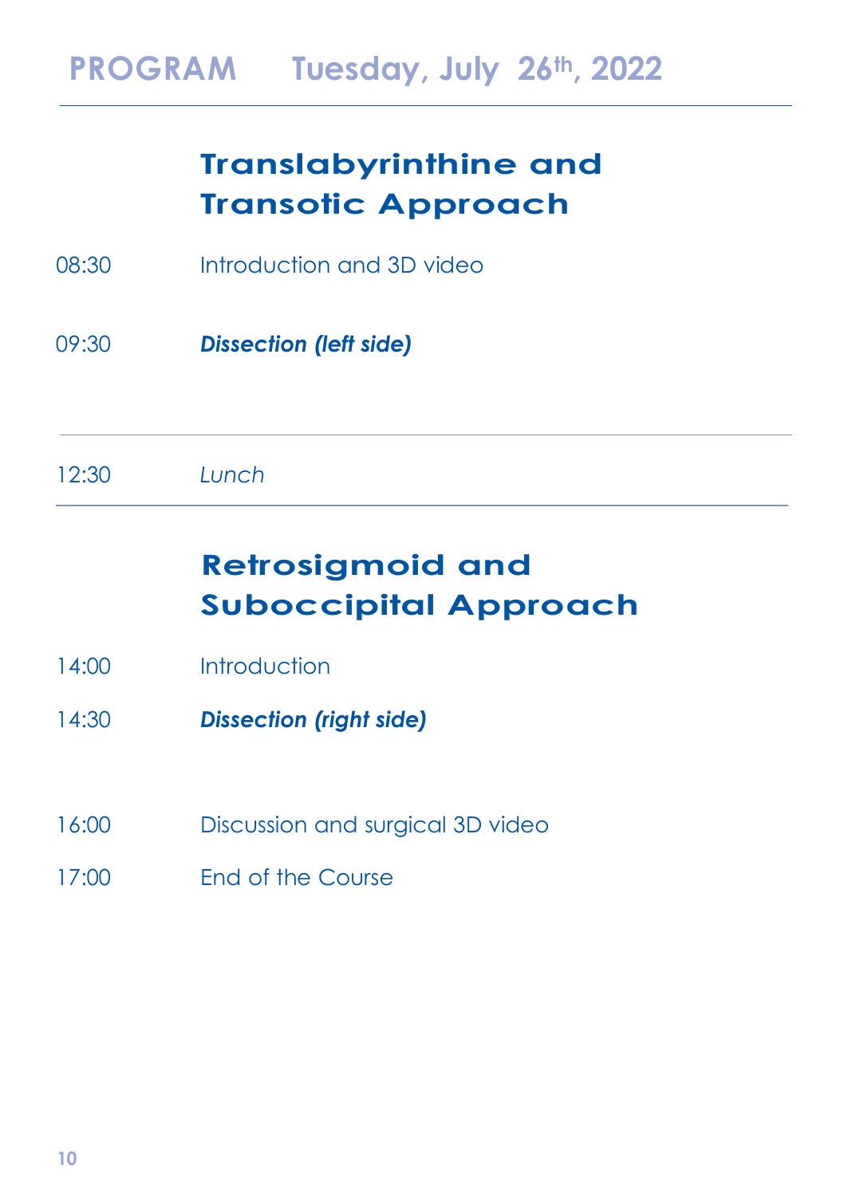# PROGRAM Tuesday, July 26th, 2022

## Translabyrinthine and Transotic Approach

08:30 Introduction and 3D video

09:30 ***Dissection (left side)***

---

12:30 *Lunch*

---

## Retrosigmoid and Suboccipital Approach

14:00 Introduction

14:30 ***Dissection (right side)***

16:00 Discussion and surgical 3D video

17:00 End of the Course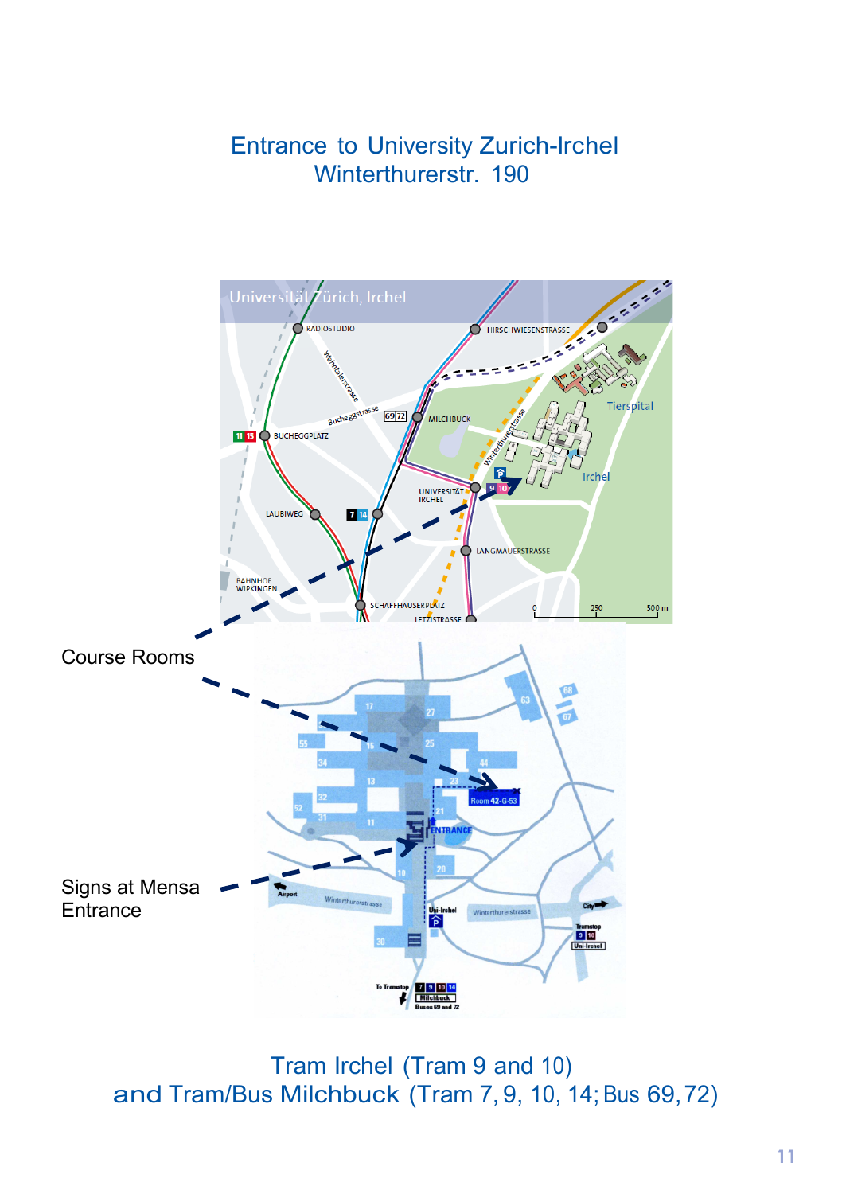# Entrance to University Zurich-Irchel
# Winterthurerstr. 190

Universität Zürich, Irchel

RADIOSTUDIO

HIRSCHWIESENSTRASSE

Wehntalerstrasse

Bucheggstrasse

69 72

MILCHBUCK

Tierspital

11 15

BUCHEGGPLATZ

Winterthurerstrasse

Irchel

UNIVERSITÄT IRCHEL

9 10

LAUBIWEG

7 14

LANGMAUERSTRASSE

BAHNHOF WIPKINGEN

SCHAFFHAUSERPLATZ

LETZISTRASSE

0 250 500 m

Course Rooms

Room 42-G-53

ENTRANCE

Signs at Mensa Entrance

Airport

Winterthurerstrasse

Uni-Irchel

Winterthurerstrasse

City

Tramstop 9 10 Uni-Irchel

To Tramstop 7 9 10 14 Milchbuck Buses 69 and 72

Tram Irchel (Tram 9 and 10)
and Tram/Bus Milchbuck (Tram 7, 9, 10, 14; Bus 69, 72)